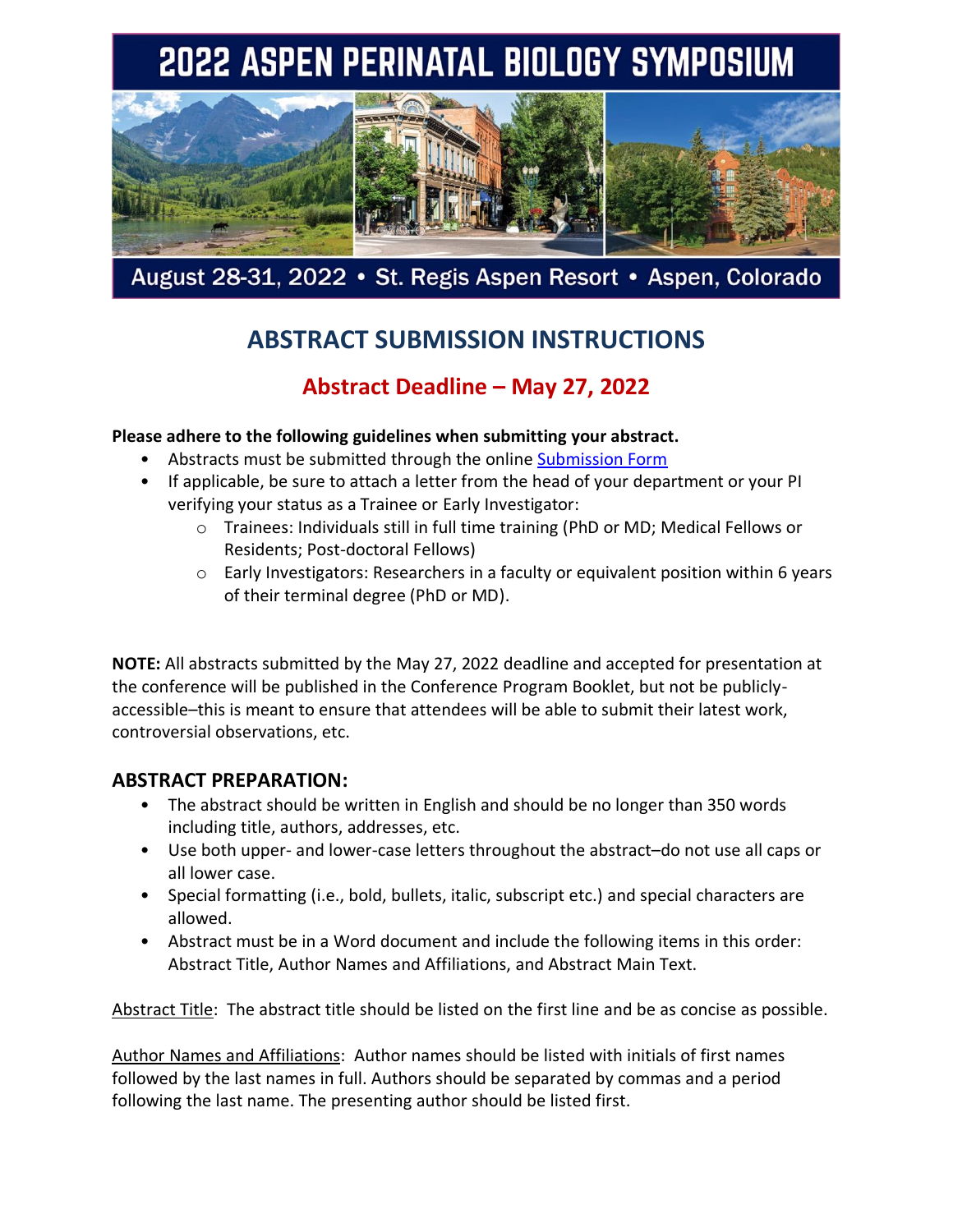# 2022 ASPEN PERINATAL BIOLOGY SYMPOSIUM

August 28-31, 2022 • St. Regis Aspen Resort • Aspen, Colorado

## ABSTRACT SUBMISSION INSTRUCTIONS

### Abstract Deadline – May 27, 2022

**Please adhere to the following guidelines when submitting your abstract.**

- Abstracts must be submitted through the online Submission Form
- If applicable, be sure to attach a letter from the head of your department or your PI verifying your status as a Trainee or Early Investigator:
  - Trainees: Individuals still in full time training (PhD or MD; Medical Fellows or Residents; Post-doctoral Fellows)
  - Early Investigators: Researchers in a faculty or equivalent position within 6 years of their terminal degree (PhD or MD).

**NOTE:** All abstracts submitted by the May 27, 2022 deadline and accepted for presentation at the conference will be published in the Conference Program Booklet, but not be publicly-accessible–this is meant to ensure that attendees will be able to submit their latest work, controversial observations, etc.

## ABSTRACT PREPARATION:

- The abstract should be written in English and should be no longer than 350 words including title, authors, addresses, etc.
- Use both upper- and lower-case letters throughout the abstract–do not use all caps or all lower case.
- Special formatting (i.e., bold, bullets, italic, subscript etc.) and special characters are allowed.
- Abstract must be in a Word document and include the following items in this order: Abstract Title, Author Names and Affiliations, and Abstract Main Text.

Abstract Title: The abstract title should be listed on the first line and be as concise as possible.

Author Names and Affiliations: Author names should be listed with initials of first names followed by the last names in full. Authors should be separated by commas and a period following the last name. The presenting author should be listed first.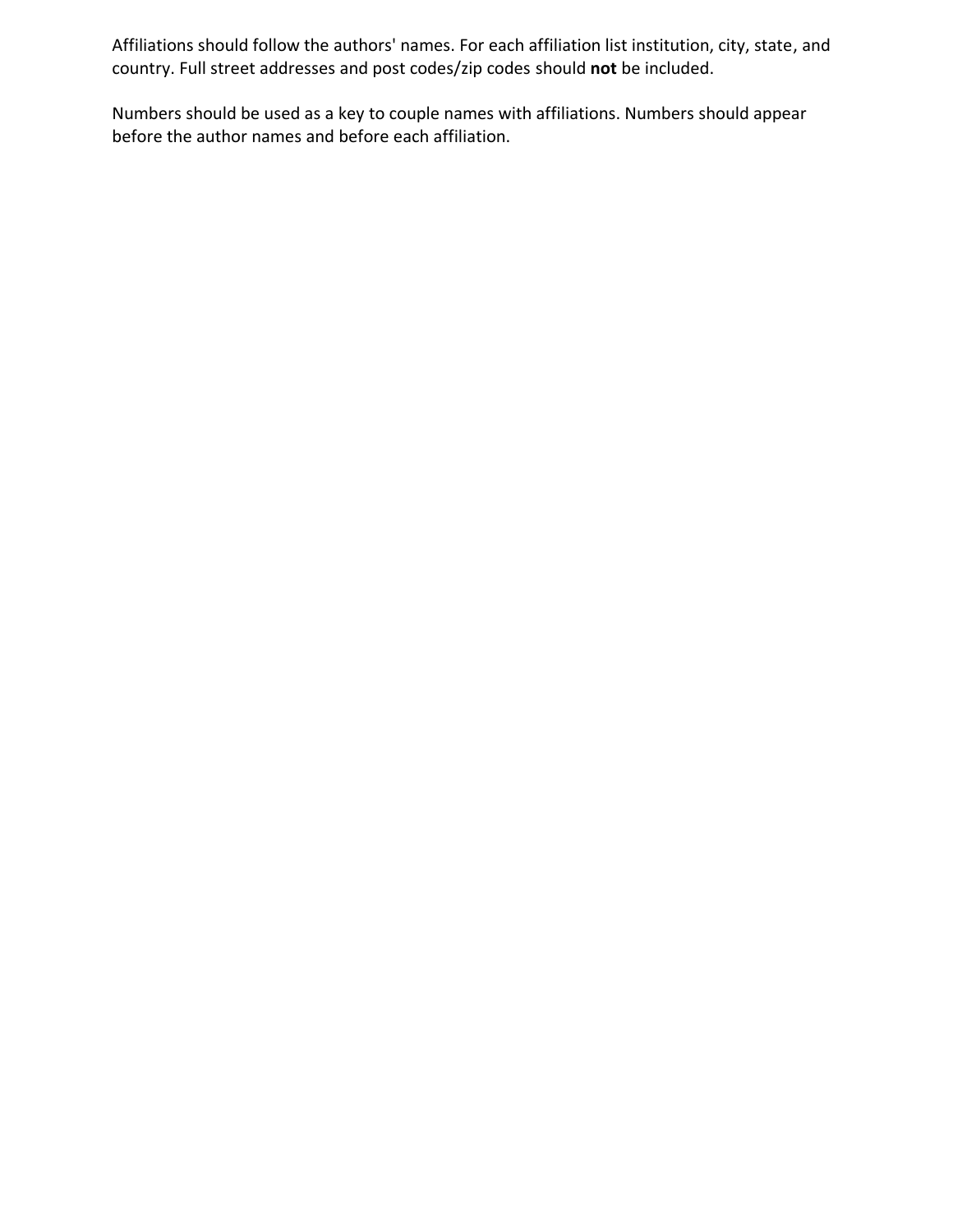Affiliations should follow the authors' names. For each affiliation list institution, city, state, and country. Full street addresses and post codes/zip codes should **not** be included.

Numbers should be used as a key to couple names with affiliations. Numbers should appear before the author names and before each affiliation.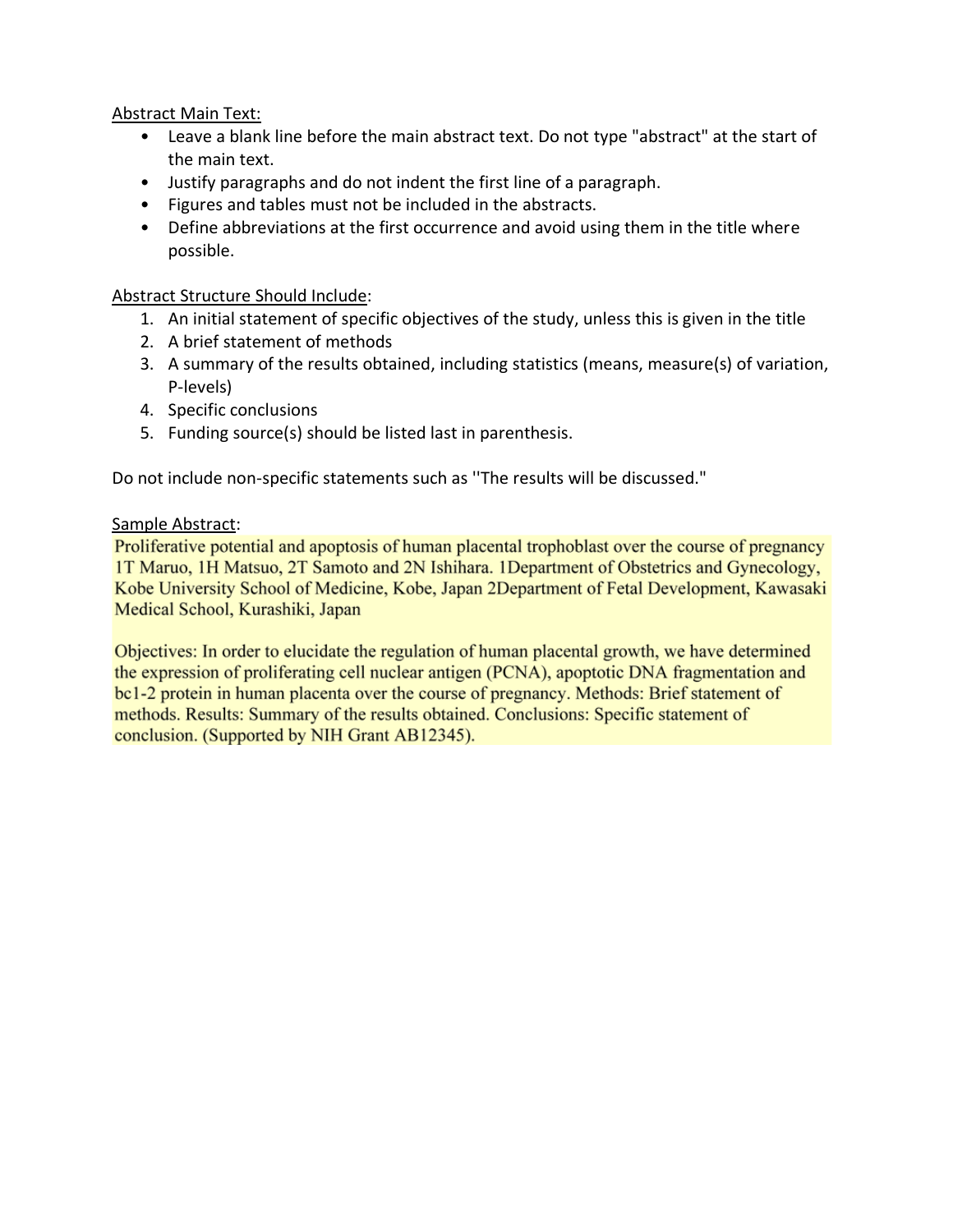<u>Abstract Main Text:</u>

- Leave a blank line before the main abstract text. Do not type "abstract" at the start of the main text.
- Justify paragraphs and do not indent the first line of a paragraph.
- Figures and tables must not be included in the abstracts.
- Define abbreviations at the first occurrence and avoid using them in the title where possible.

<u>Abstract Structure Should Include</u>:

1. An initial statement of specific objectives of the study, unless this is given in the title
2. A brief statement of methods
3. A summary of the results obtained, including statistics (means, measure(s) of variation, P-levels)
4. Specific conclusions
5. Funding source(s) should be listed last in parenthesis.

Do not include non-specific statements such as ''The results will be discussed."

<u>Sample Abstract</u>:

Proliferative potential and apoptosis of human placental trophoblast over the course of pregnancy 1T Maruo, 1H Matsuo, 2T Samoto and 2N Ishihara. 1Department of Obstetrics and Gynecology, Kobe University School of Medicine, Kobe, Japan 2Department of Fetal Development, Kawasaki Medical School, Kurashiki, Japan

Objectives: In order to elucidate the regulation of human placental growth, we have determined the expression of proliferating cell nuclear antigen (PCNA), apoptotic DNA fragmentation and bc1-2 protein in human placenta over the course of pregnancy. Methods: Brief statement of methods. Results: Summary of the results obtained. Conclusions: Specific statement of conclusion. (Supported by NIH Grant AB12345).